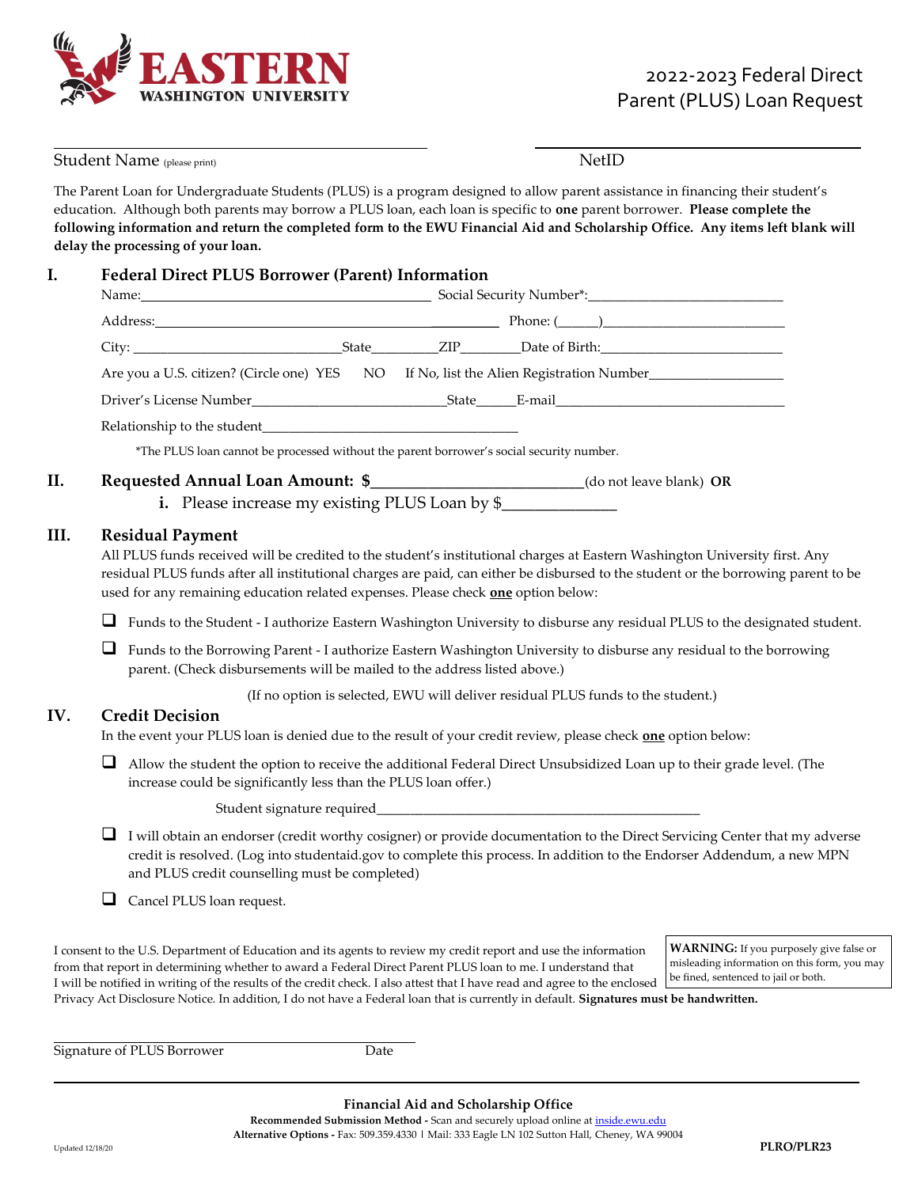**EASTERN WASHINGTON UNIVERSITY**

# 2022-2023 Federal Direct Parent (PLUS) Loan Request

Student Name (please print) ______________________ NetID ______________________

The Parent Loan for Undergraduate Students (PLUS) is a program designed to allow parent assistance in financing their student's education. Although both parents may borrow a PLUS loan, each loan is specific to **one** parent borrower. **Please complete the following information and return the completed form to the EWU Financial Aid and Scholarship Office. Any items left blank will delay the processing of your loan.**

## I. Federal Direct PLUS Borrower (Parent) Information

Name: ______________________ Social Security Number*: ______________________

Address: ______________________ Phone: (_____)______________________

City: ______________________ State________ ZIP________ Date of Birth: ______________________

Are you a U.S. citizen? (Circle one) YES NO If No, list the Alien Registration Number______________________

Driver's License Number______________________ State______ E-mail______________________

Relationship to the student______________________

*The PLUS loan cannot be processed without the parent borrower's social security number.

## II. Requested Annual Loan Amount: $______________________ (do not leave blank) **OR**

**i.** Please increase my existing PLUS Loan by $______________

## III. Residual Payment

All PLUS funds received will be credited to the student's institutional charges at Eastern Washington University first. Any residual PLUS funds after all institutional charges are paid, can either be disbursed to the student or the borrowing parent to be used for any remaining education related expenses. Please check **one** option below:

- ☐ Funds to the Student - I authorize Eastern Washington University to disburse any residual PLUS to the designated student.
- ☐ Funds to the Borrowing Parent - I authorize Eastern Washington University to disburse any residual to the borrowing parent. (Check disbursements will be mailed to the address listed above.)

(If no option is selected, EWU will deliver residual PLUS funds to the student.)

## IV. Credit Decision

In the event your PLUS loan is denied due to the result of your credit review, please check **one** option below:

- ☐ Allow the student the option to receive the additional Federal Direct Unsubsidized Loan up to their grade level. (The increase could be significantly less than the PLUS loan offer.)

  Student signature required______________________________________________

- ☐ I will obtain an endorser (credit worthy cosigner) or provide documentation to the Direct Servicing Center that my adverse credit is resolved. (Log into studentaid.gov to complete this process. In addition to the Endorser Addendum, a new MPN and PLUS credit counselling must be completed)
- ☐ Cancel PLUS loan request.

**WARNING:** If you purposely give false or misleading information on this form, you may be fined, sentenced to jail or both.

I consent to the U.S. Department of Education and its agents to review my credit report and use the information from that report in determining whether to award a Federal Direct Parent PLUS loan to me. I understand that I will be notified in writing of the results of the credit check. I also attest that I have read and agree to the enclosed Privacy Act Disclosure Notice. In addition, I do not have a Federal loan that is currently in default. **Signatures must be handwritten.**

______________________________________________

Signature of PLUS Borrower  Date

**Financial Aid and Scholarship Office**

**Recommended Submission Method -** Scan and securely upload online at inside.ewu.edu

**Alternative Options -** Fax: 509.359.4330 | Mail: 333 Eagle LN 102 Sutton Hall, Cheney, WA 99004

Updated 12/18/20  **PLRO/PLR23**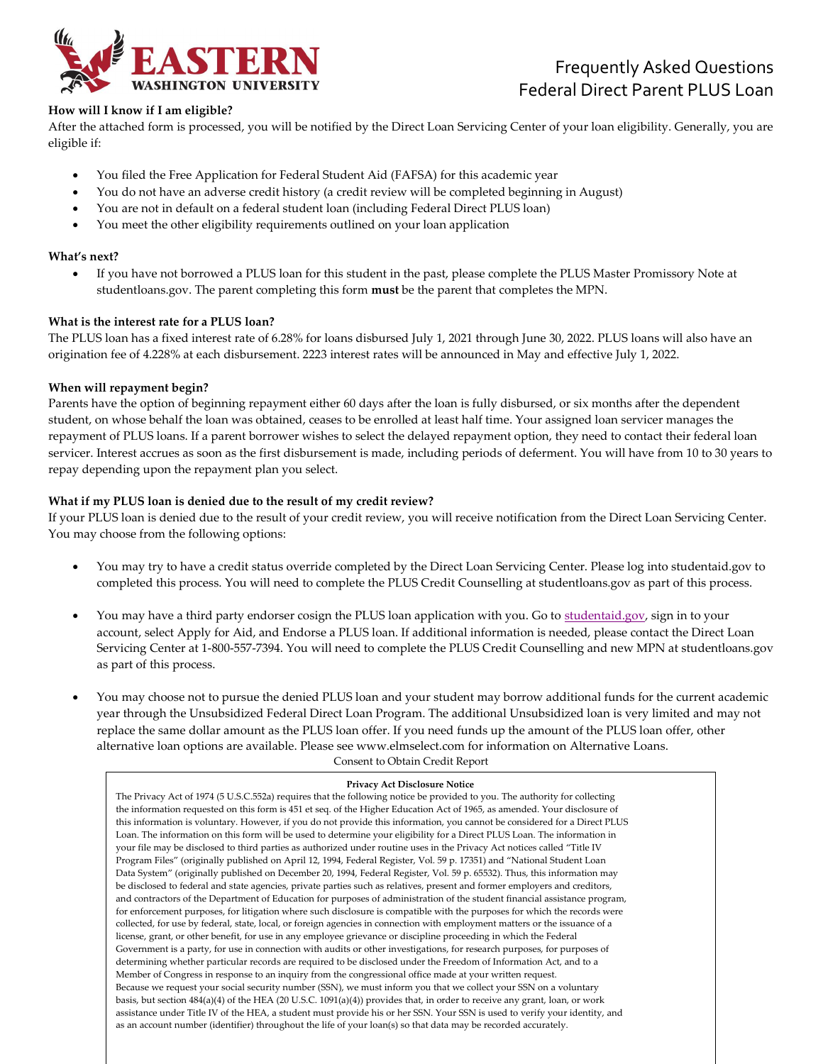# Frequently Asked Questions
# Federal Direct Parent PLUS Loan

**How will I know if I am eligible?**

After the attached form is processed, you will be notified by the Direct Loan Servicing Center of your loan eligibility. Generally, you are eligible if:

- You filed the Free Application for Federal Student Aid (FAFSA) for this academic year
- You do not have an adverse credit history (a credit review will be completed beginning in August)
- You are not in default on a federal student loan (including Federal Direct PLUS loan)
- You meet the other eligibility requirements outlined on your loan application

**What's next?**

- If you have not borrowed a PLUS loan for this student in the past, please complete the PLUS Master Promissory Note at studentloans.gov. The parent completing this form **must** be the parent that completes the MPN.

**What is the interest rate for a PLUS loan?**

The PLUS loan has a fixed interest rate of 6.28% for loans disbursed July 1, 2021 through June 30, 2022. PLUS loans will also have an origination fee of 4.228% at each disbursement. 2223 interest rates will be announced in May and effective July 1, 2022.

**When will repayment begin?**

Parents have the option of beginning repayment either 60 days after the loan is fully disbursed, or six months after the dependent student, on whose behalf the loan was obtained, ceases to be enrolled at least half time. Your assigned loan servicer manages the repayment of PLUS loans. If a parent borrower wishes to select the delayed repayment option, they need to contact their federal loan servicer. Interest accrues as soon as the first disbursement is made, including periods of deferment. You will have from 10 to 30 years to repay depending upon the repayment plan you select.

**What if my PLUS loan is denied due to the result of my credit review?**

If your PLUS loan is denied due to the result of your credit review, you will receive notification from the Direct Loan Servicing Center. You may choose from the following options:

- You may try to have a credit status override completed by the Direct Loan Servicing Center. Please log into studentaid.gov to completed this process. You will need to complete the PLUS Credit Counselling at studentloans.gov as part of this process.

- You may have a third party endorser cosign the PLUS loan application with you. Go to studentaid.gov, sign in to your account, select Apply for Aid, and Endorse a PLUS loan. If additional information is needed, please contact the Direct Loan Servicing Center at 1-800-557-7394. You will need to complete the PLUS Credit Counselling and new MPN at studentloans.gov as part of this process.

- You may choose not to pursue the denied PLUS loan and your student may borrow additional funds for the current academic year through the Unsubsidized Federal Direct Loan Program. The additional Unsubsidized loan is very limited and may not replace the same dollar amount as the PLUS loan offer. If you need funds up the amount of the PLUS loan offer, other alternative loan options are available. Please see www.elmselect.com for information on Alternative Loans.

Consent to Obtain Credit Report

**Privacy Act Disclosure Notice**

The Privacy Act of 1974 (5 U.S.C.552a) requires that the following notice be provided to you. The authority for collecting the information requested on this form is 451 et seq. of the Higher Education Act of 1965, as amended. Your disclosure of this information is voluntary. However, if you do not provide this information, you cannot be considered for a Direct PLUS Loan. The information on this form will be used to determine your eligibility for a Direct PLUS Loan. The information in your file may be disclosed to third parties as authorized under routine uses in the Privacy Act notices called "Title IV Program Files" (originally published on April 12, 1994, Federal Register, Vol. 59 p. 17351) and "National Student Loan Data System" (originally published on December 20, 1994, Federal Register, Vol. 59 p. 65532). Thus, this information may be disclosed to federal and state agencies, private parties such as relatives, present and former employers and creditors, and contractors of the Department of Education for purposes of administration of the student financial assistance program, for enforcement purposes, for litigation where such disclosure is compatible with the purposes for which the records were collected, for use by federal, state, local, or foreign agencies in connection with employment matters or the issuance of a license, grant, or other benefit, for use in any employee grievance or discipline proceeding in which the Federal Government is a party, for use in connection with audits or other investigations, for research purposes, for purposes of determining whether particular records are required to be disclosed under the Freedom of Information Act, and to a Member of Congress in response to an inquiry from the congressional office made at your written request.
Because we request your social security number (SSN), we must inform you that we collect your SSN on a voluntary basis, but section 484(a)(4) of the HEA (20 U.S.C. 1091(a)(4)) provides that, in order to receive any grant, loan, or work assistance under Title IV of the HEA, a student must provide his or her SSN. Your SSN is used to verify your identity, and as an account number (identifier) throughout the life of your loan(s) so that data may be recorded accurately.